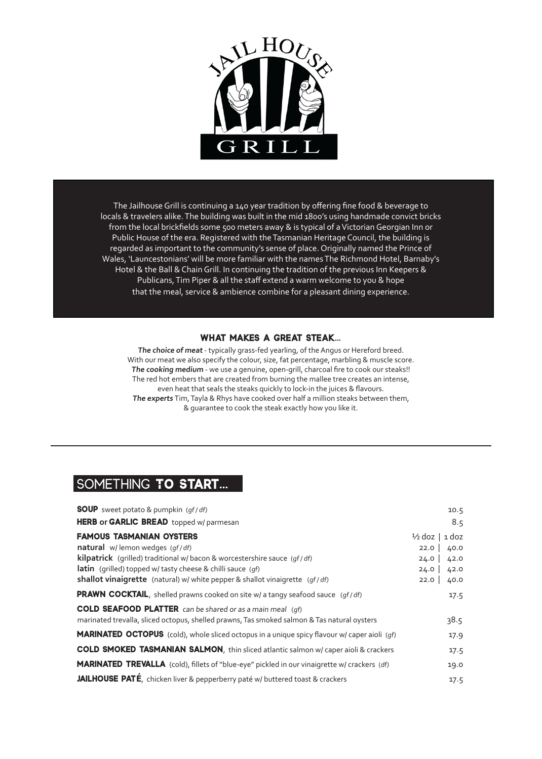# JAIL HOUSE GRILL

The Jailhouse Grill is continuing a 140 year tradition by offering fine food & beverage to locals & travelers alike. The building was built in the mid 1800's using handmade convict bricks from the local brickfields some 500 meters away & is typical of a Victorian Georgian Inn or Public House of the era. Registered with the Tasmanian Heritage Council, the building is regarded as important to the community's sense of place. Originally named the Prince of Wales, 'Launcestonians' will be more familiar with the names The Richmond Hotel, Barnaby's Hotel & the Ball & Chain Grill. In continuing the tradition of the previous Inn Keepers & Publicans, Tim Piper & all the staff extend a warm welcome to you & hope that the meal, service & ambience combine for a pleasant dining experience.

### WHAT MAKES A GREAT STEAK...

***The choice of meat*** - typically grass-fed yearling, of the Angus or Hereford breed. With our meat we also specify the colour, size, fat percentage, marbling & muscle score.
***The cooking medium*** - we use a genuine, open-grill, charcoal fire to cook our steaks!! The red hot embers that are created from burning the mallee tree creates an intense, even heat that seals the steaks quickly to lock-in the juices & flavours.
***The experts*** Tim, Tayla & Rhys have cooked over half a million steaks between them, & guarantee to cook the steak exactly how you like it.

## SOMETHING TO START...

**SOUP** sweet potato & pumpkin *(gf / df)* — 10.5

**HERB or GARLIC BREAD** topped w/ parmesan — 8.5

**FAMOUS TASMANIAN OYSTERS**

| | ½ doz | 1 doz |
|---|---|---|
| **natural** w/ lemon wedges *(gf / df)* | 22.0 | 40.0 |
| **kilpatrick** (grilled) traditional w/ bacon & worcestershire sauce *(gf / df)* | 24.0 | 42.0 |
| **latin** (grilled) topped w/ tasty cheese & chilli sauce *(gf)* | 24.0 | 42.0 |
| **shallot vinaigrette** (natural) w/ white pepper & shallot vinaigrette *(gf / df)* | 22.0 | 40.0 |

**PRAWN COCKTAIL**, shelled prawns cooked on site w/ a tangy seafood sauce *(gf / df)* — 17.5

**COLD SEAFOOD PLATTER** *can be shared or as a main meal (gf)*
marinated trevalla, sliced octopus, shelled prawns, Tas smoked salmon & Tas natural oysters — 38.5

**MARINATED OCTOPUS** (cold), whole sliced octopus in a unique spicy flavour w/ caper aioli *(gf)* — 17.9

**COLD SMOKED TASMANIAN SALMON**, thin sliced atlantic salmon w/ caper aioli & crackers — 17.5

**MARINATED TREVALLA** (cold), fillets of "blue-eye" pickled in our vinaigrette w/ crackers *(df)* — 19.0

**JAILHOUSE PATÉ**, chicken liver & pepperberry paté w/ buttered toast & crackers — 17.5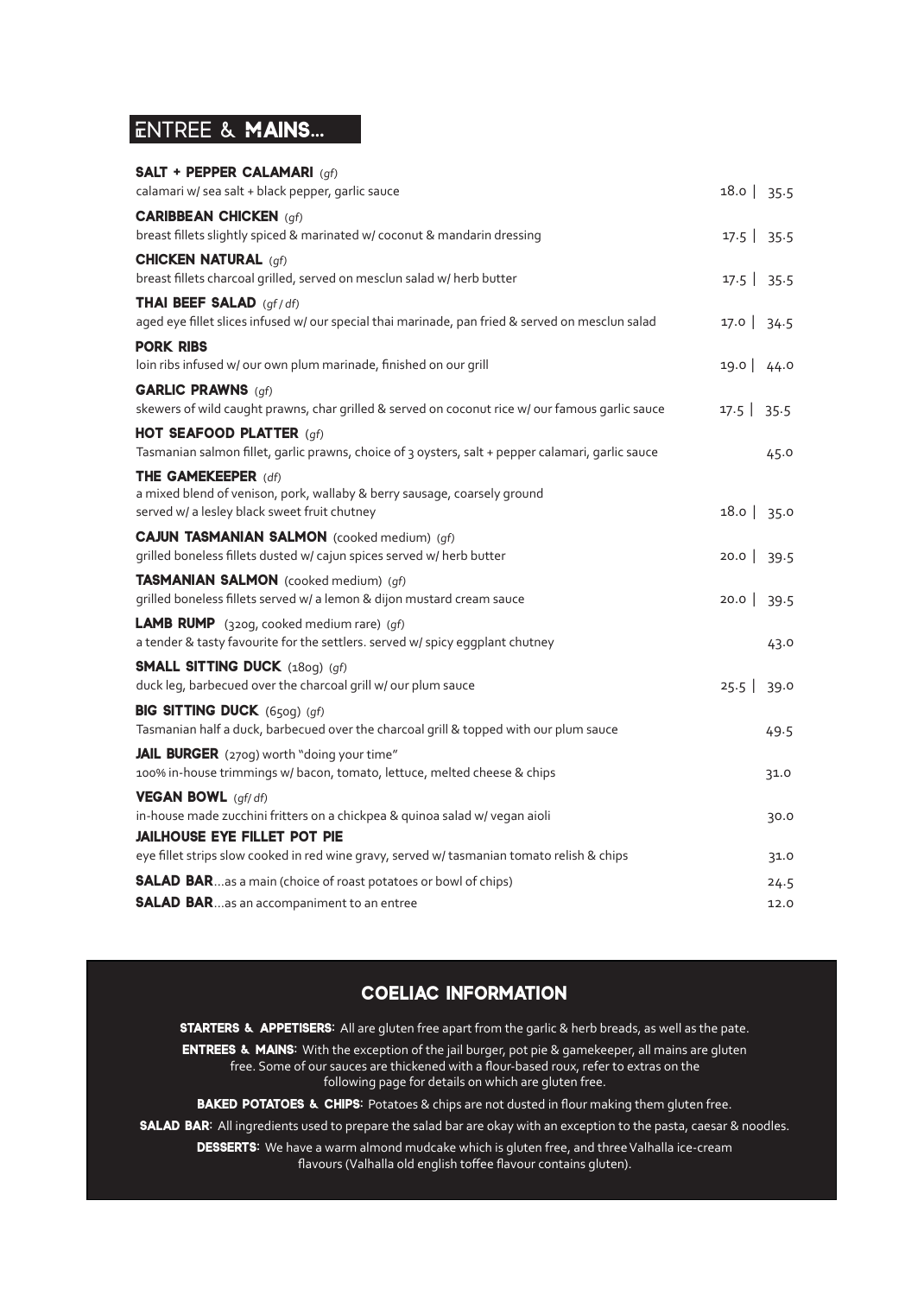## ENTREE & MAINS...

**SALT + PEPPER CALAMARI** *(gf)*
calamari w/ sea salt + black pepper, garlic sauce — 18.0 | 35.5

**CARIBBEAN CHICKEN** *(gf)*
breast fillets slightly spiced & marinated w/ coconut & mandarin dressing — 17.5 | 35.5

**CHICKEN NATURAL** *(gf)*
breast fillets charcoal grilled, served on mesclun salad w/ herb butter — 17.5 | 35.5

**THAI BEEF SALAD** *(gf / df)*
aged eye fillet slices infused w/ our special thai marinade, pan fried & served on mesclun salad — 17.0 | 34.5

**PORK RIBS**
loin ribs infused w/ our own plum marinade, finished on our grill — 19.0 | 44.0

**GARLIC PRAWNS** *(gf)*
skewers of wild caught prawns, char grilled & served on coconut rice w/ our famous garlic sauce — 17.5 | 35.5

**HOT SEAFOOD PLATTER** *(gf)*
Tasmanian salmon fillet, garlic prawns, choice of 3 oysters, salt + pepper calamari, garlic sauce — 45.0

**THE GAMEKEEPER** *(df)*
a mixed blend of venison, pork, wallaby & berry sausage, coarsely ground
served w/ a lesley black sweet fruit chutney — 18.0 | 35.0

**CAJUN TASMANIAN SALMON** (cooked medium) *(gf)*
grilled boneless fillets dusted w/ cajun spices served w/ herb butter — 20.0 | 39.5

**TASMANIAN SALMON** (cooked medium) *(gf)*
grilled boneless fillets served w/ a lemon & dijon mustard cream sauce — 20.0 | 39.5

**LAMB RUMP** (320g, cooked medium rare) *(gf)*
a tender & tasty favourite for the settlers. served w/ spicy eggplant chutney — 43.0

**SMALL SITTING DUCK** (180g) *(gf)*
duck leg, barbecued over the charcoal grill w/ our plum sauce — 25.5 | 39.0

**BIG SITTING DUCK** (650g) *(gf)*
Tasmanian half a duck, barbecued over the charcoal grill & topped with our plum sauce — 49.5

**JAIL BURGER** (270g) worth "doing your time"
100% in-house trimmings w/ bacon, tomato, lettuce, melted cheese & chips — 31.0

**VEGAN BOWL** *(gf/ df)*
in-house made zucchini fritters on a chickpea & quinoa salad w/ vegan aioli — 30.0

**JAILHOUSE EYE FILLET POT PIE**
eye fillet strips slow cooked in red wine gravy, served w/ tasmanian tomato relish & chips — 31.0

**SALAD BAR**...as a main (choice of roast potatoes or bowl of chips) — 24.5

**SALAD BAR**...as an accompaniment to an entree — 12.0

## COELIAC INFORMATION

**STARTERS & APPETISERS:** All are gluten free apart from the garlic & herb breads, as well as the pate.

**ENTREES & MAINS:** With the exception of the jail burger, pot pie & gamekeeper, all mains are gluten free. Some of our sauces are thickened with a flour-based roux, refer to extras on the following page for details on which are gluten free.

**BAKED POTATOES & CHIPS:** Potatoes & chips are not dusted in flour making them gluten free.

**SALAD BAR:** All ingredients used to prepare the salad bar are okay with an exception to the pasta, caesar & noodles.

**DESSERTS:** We have a warm almond mudcake which is gluten free, and three Valhalla ice-cream flavours (Valhalla old english toffee flavour contains gluten).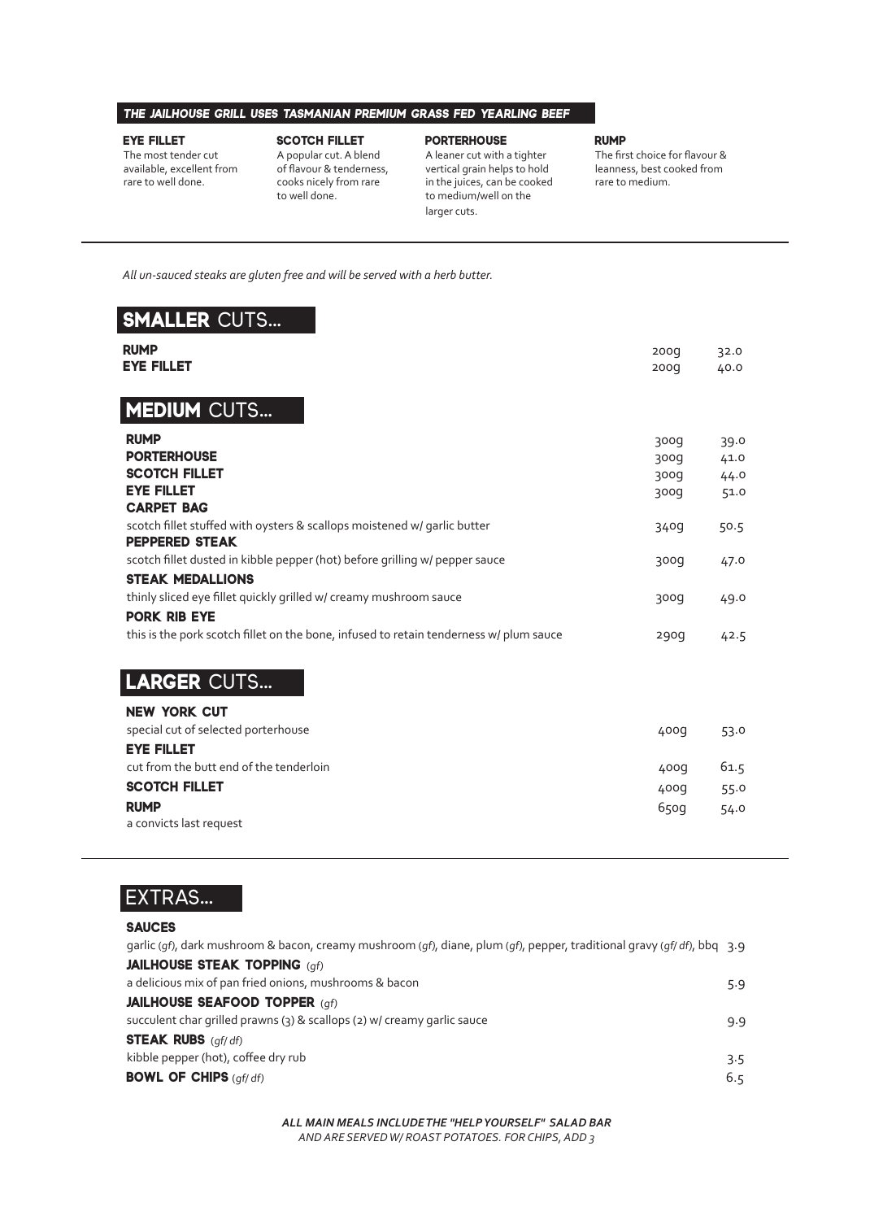### THE JAILHOUSE GRILL USES TASMANIAN PREMIUM GRASS FED YEARLING BEEF

**EYE FILLET**
The most tender cut available, excellent from rare to well done.

**SCOTCH FILLET**
A popular cut. A blend of flavour & tenderness, cooks nicely from rare to well done.

**PORTERHOUSE**
A leaner cut with a tighter vertical grain helps to hold in the juices, can be cooked to medium/well on the larger cuts.

**RUMP**
The first choice for flavour & leanness, best cooked from rare to medium.

---

*All un-sauced steaks are gluten free and will be served with a herb butter.*

## SMALLER CUTS...

| Item | Weight | Price |
|---|---|---|
| **RUMP** | 200g | 32.0 |
| **EYE FILLET** | 200g | 40.0 |

## MEDIUM CUTS...

| Item | Weight | Price |
|---|---|---|
| **RUMP** | 300g | 39.0 |
| **PORTERHOUSE** | 300g | 41.0 |
| **SCOTCH FILLET** | 300g | 44.0 |
| **EYE FILLET** | 300g | 51.0 |
| **CARPET BAG** scotch fillet stuffed with oysters & scallops moistened w/ garlic butter | 340g | 50.5 |
| **PEPPERED STEAK** scotch fillet dusted in kibble pepper (hot) before grilling w/ pepper sauce | 300g | 47.0 |
| **STEAK MEDALLIONS** thinly sliced eye fillet quickly grilled w/ creamy mushroom sauce | 300g | 49.0 |
| **PORK RIB EYE** this is the pork scotch fillet on the bone, infused to retain tenderness w/ plum sauce | 290g | 42.5 |

## LARGER CUTS...

| Item | Weight | Price |
|---|---|---|
| **NEW YORK CUT** special cut of selected porterhouse | 400g | 53.0 |
| **EYE FILLET** cut from the butt end of the tenderloin | 400g | 61.5 |
| **SCOTCH FILLET** | 400g | 55.0 |
| **RUMP** a convicts last request | 650g | 54.0 |

---

## EXTRAS...

| Item | Price |
|---|---|
| **SAUCES** garlic (*gf*), dark mushroom & bacon, creamy mushroom (*gf*), diane, plum (*gf*), pepper, traditional gravy (*gf/ df*), bbq | 3.9 |
| **JAILHOUSE STEAK TOPPING** (*gf*) a delicious mix of pan fried onions, mushrooms & bacon | 5.9 |
| **JAILHOUSE SEAFOOD TOPPER** (*gf*) succulent char grilled prawns (3) & scallops (2) w/ creamy garlic sauce | 9.9 |
| **STEAK RUBS** (*gf/ df*) kibble pepper (hot), coffee dry rub | 3.5 |
| **BOWL OF CHIPS** (*gf/ df*) | 6.5 |

***ALL MAIN MEALS INCLUDE THE "HELP YOURSELF" SALAD BAR***
*AND ARE SERVED W/ ROAST POTATOES. FOR CHIPS, ADD 3*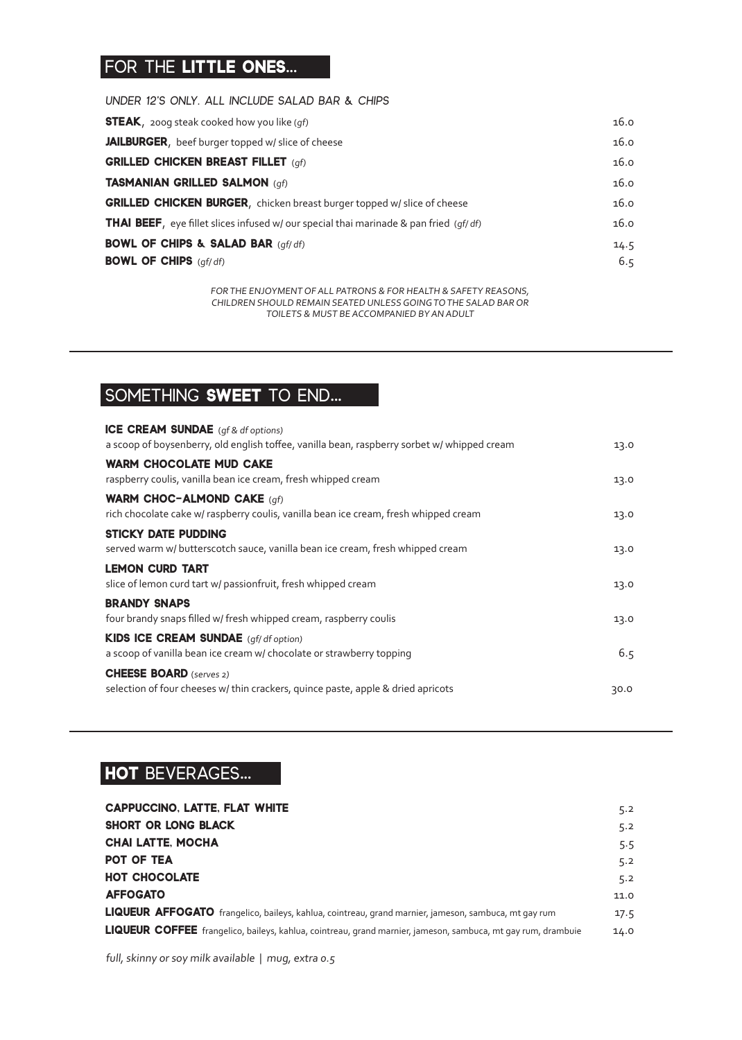## FOR THE **LITTLE ONES...**

*UNDER 12'S ONLY. ALL INCLUDE SALAD BAR & CHIPS*

| | |
|---|---|
| **STEAK**, 200g steak cooked how you like (*gf*) | 16.0 |
| **JAILBURGER**, beef burger topped w/ slice of cheese | 16.0 |
| **GRILLED CHICKEN BREAST FILLET** (*gf*) | 16.0 |
| **TASMANIAN GRILLED SALMON** (*gf*) | 16.0 |
| **GRILLED CHICKEN BURGER**, chicken breast burger topped w/ slice of cheese | 16.0 |
| **THAI BEEF**, eye fillet slices infused w/ our special thai marinade & pan fried (*gf/ df*) | 16.0 |
| **BOWL OF CHIPS & SALAD BAR** (*gf/ df*) | 14.5 |
| **BOWL OF CHIPS** (*gf/ df*) | 6.5 |

*FOR THE ENJOYMENT OF ALL PATRONS & FOR HEALTH & SAFETY REASONS, CHILDREN SHOULD REMAIN SEATED UNLESS GOING TO THE SALAD BAR OR TOILETS & MUST BE ACCOMPANIED BY AN ADULT*

## SOMETHING **SWEET** TO END...

| | |
|---|---|
| **ICE CREAM SUNDAE** (*gf & df options*)<br>a scoop of boysenberry, old english toffee, vanilla bean, raspberry sorbet w/ whipped cream | 13.0 |
| **WARM CHOCOLATE MUD CAKE**<br>raspberry coulis, vanilla bean ice cream, fresh whipped cream | 13.0 |
| **WARM CHOC-ALMOND CAKE** (*gf*)<br>rich chocolate cake w/ raspberry coulis, vanilla bean ice cream, fresh whipped cream | 13.0 |
| **STICKY DATE PUDDING**<br>served warm w/ butterscotch sauce, vanilla bean ice cream, fresh whipped cream | 13.0 |
| **LEMON CURD TART**<br>slice of lemon curd tart w/ passionfruit, fresh whipped cream | 13.0 |
| **BRANDY SNAPS**<br>four brandy snaps filled w/ fresh whipped cream, raspberry coulis | 13.0 |
| **KIDS ICE CREAM SUNDAE** (*gf/ df option*)<br>a scoop of vanilla bean ice cream w/ chocolate or strawberry topping | 6.5 |
| **CHEESE BOARD** (*serves 2*)<br>selection of four cheeses w/ thin crackers, quince paste, apple & dried apricots | 30.0 |

## **HOT** BEVERAGES...

| | |
|---|---|
| **CAPPUCCINO, LATTE, FLAT WHITE** | 5.2 |
| **SHORT OR LONG BLACK** | 5.2 |
| **CHAI LATTE, MOCHA** | 5.5 |
| **POT OF TEA** | 5.2 |
| **HOT CHOCOLATE** | 5.2 |
| **AFFOGATO** | 11.0 |
| **LIQUEUR AFFOGATO** frangelico, baileys, kahlua, cointreau, grand marnier, jameson, sambuca, mt gay rum | 17.5 |
| **LIQUEUR COFFEE** frangelico, baileys, kahlua, cointreau, grand marnier, jameson, sambuca, mt gay rum, drambuie | 14.0 |

*full, skinny or soy milk available | mug, extra 0.5*